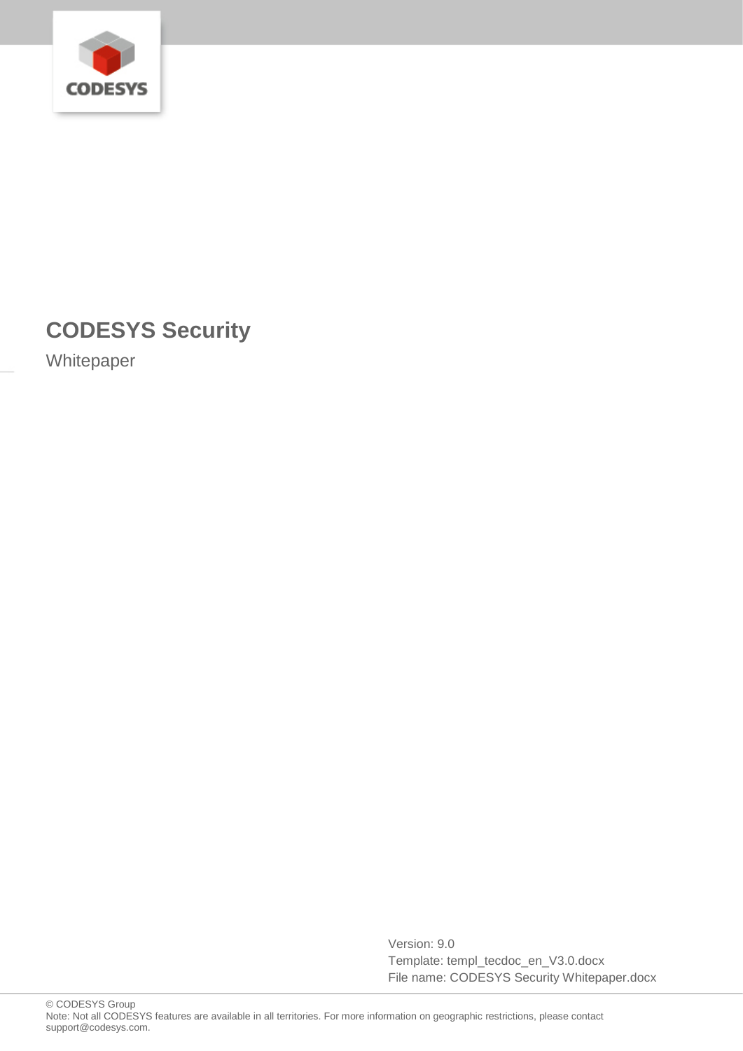# CODESYS Security

Whitepaper

Version: 9.0
Template: templ_tecdoc_en_V3.0.docx
File name: CODESYS Security Whitepaper.docx

© CODESYS Group
Note: Not all CODESYS features are available in all territories. For more information on geographic restrictions, please contact support@codesys.com.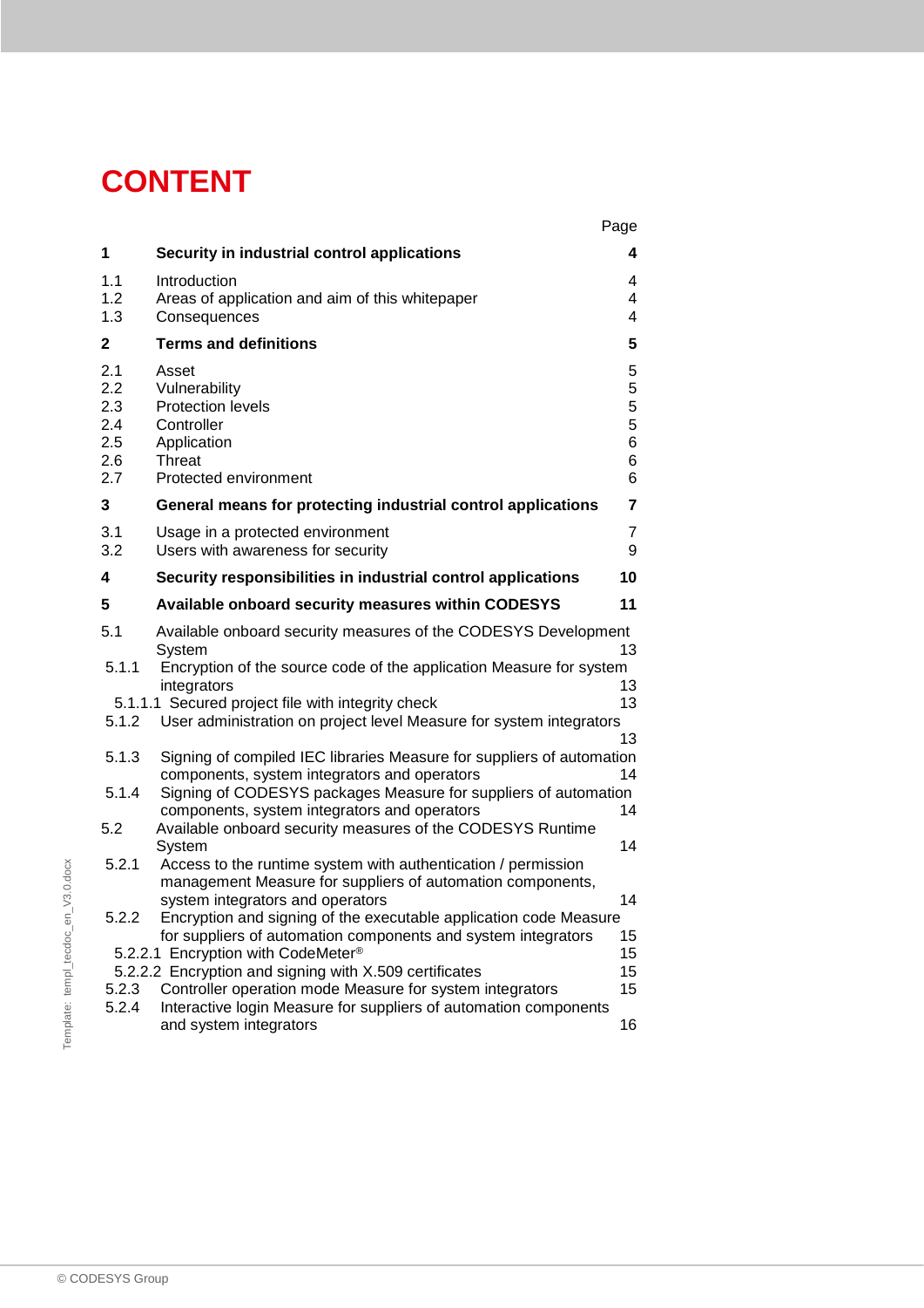# CONTENT

| | | Page |
|---|---|---|
| **1** | **Security in industrial control applications** | **4** |
| 1.1 | Introduction | 4 |
| 1.2 | Areas of application and aim of this whitepaper | 4 |
| 1.3 | Consequences | 4 |
| **2** | **Terms and definitions** | **5** |
| 2.1 | Asset | 5 |
| 2.2 | Vulnerability | 5 |
| 2.3 | Protection levels | 5 |
| 2.4 | Controller | 5 |
| 2.5 | Application | 6 |
| 2.6 | Threat | 6 |
| 2.7 | Protected environment | 6 |
| **3** | **General means for protecting industrial control applications** | **7** |
| 3.1 | Usage in a protected environment | 7 |
| 3.2 | Users with awareness for security | 9 |
| **4** | **Security responsibilities in industrial control applications** | **10** |
| **5** | **Available onboard security measures within CODESYS** | **11** |
| 5.1 | Available onboard security measures of the CODESYS Development System | 13 |
| 5.1.1 | Encryption of the source code of the application Measure for system integrators | 13 |
| 5.1.1.1 | Secured project file with integrity check | 13 |
| 5.1.2 | User administration on project level Measure for system integrators | 13 |
| 5.1.3 | Signing of compiled IEC libraries Measure for suppliers of automation components, system integrators and operators | 14 |
| 5.1.4 | Signing of CODESYS packages Measure for suppliers of automation components, system integrators and operators | 14 |
| 5.2 | Available onboard security measures of the CODESYS Runtime System | 14 |
| 5.2.1 | Access to the runtime system with authentication / permission management Measure for suppliers of automation components, system integrators and operators | 14 |
| 5.2.2 | Encryption and signing of the executable application code Measure for suppliers of automation components and system integrators | 15 |
| 5.2.2.1 | Encryption with CodeMeter® | 15 |
| 5.2.2.2 | Encryption and signing with X.509 certificates | 15 |
| 5.2.3 | Controller operation mode Measure for system integrators | 15 |
| 5.2.4 | Interactive login Measure for suppliers of automation components and system integrators | 16 |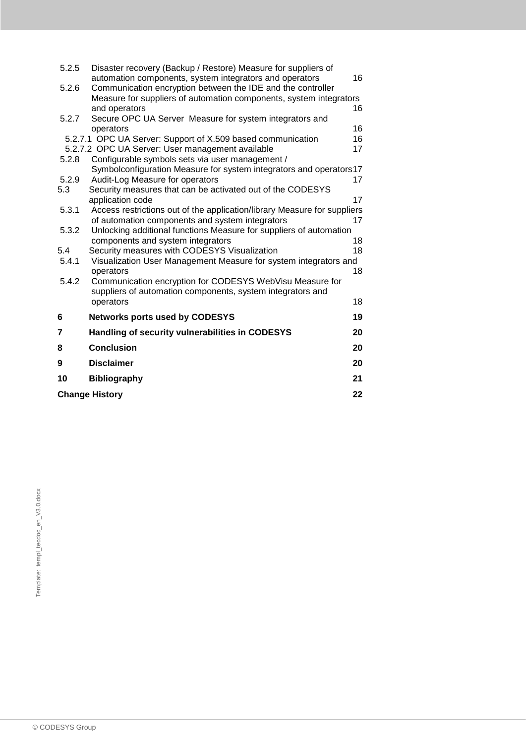5.2.5 Disaster recovery (Backup / Restore) Measure for suppliers of automation components, system integrators and operators 16

5.2.6 Communication encryption between the IDE and the controller Measure for suppliers of automation components, system integrators and operators 16

5.2.7 Secure OPC UA Server Measure for system integrators and operators 16

5.2.7.1 OPC UA Server: Support of X.509 based communication 16

5.2.7.2 OPC UA Server: User management available 17

5.2.8 Configurable symbols sets via user management / Symbolconfiguration Measure for system integrators and operators 17

5.2.9 Audit-Log Measure for operators 17

5.3 Security measures that can be activated out of the CODESYS application code 17

5.3.1 Access restrictions out of the application/library Measure for suppliers of automation components and system integrators 17

5.3.2 Unlocking additional functions Measure for suppliers of automation components and system integrators 18

5.4 Security measures with CODESYS Visualization 18

5.4.1 Visualization User Management Measure for system integrators and operators 18

5.4.2 Communication encryption for CODESYS WebVisu Measure for suppliers of automation components, system integrators and operators 18

**6 Networks ports used by CODESYS 19**

**7 Handling of security vulnerabilities in CODESYS 20**

**8 Conclusion 20**

**9 Disclaimer 20**

**10 Bibliography 21**

**Change History 22**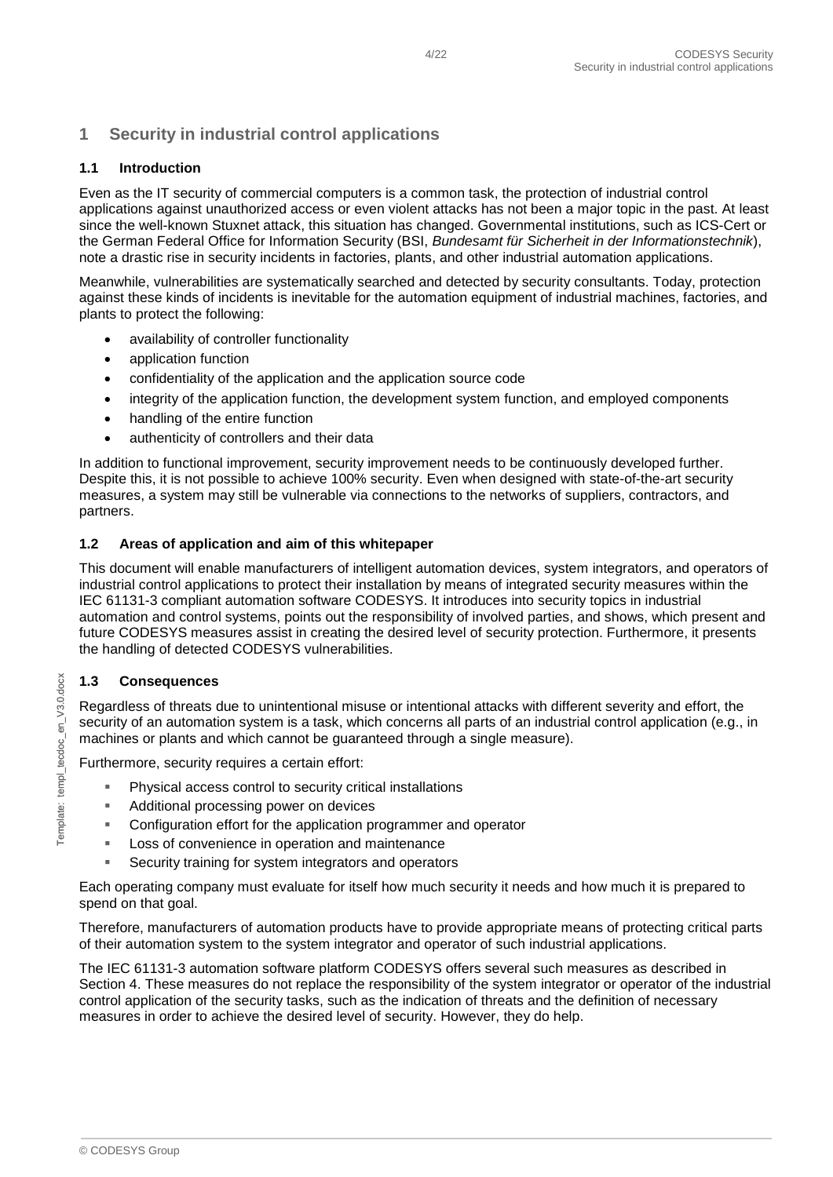# 1 Security in industrial control applications

## 1.1 Introduction

Even as the IT security of commercial computers is a common task, the protection of industrial control applications against unauthorized access or even violent attacks has not been a major topic in the past. At least since the well-known Stuxnet attack, this situation has changed. Governmental institutions, such as ICS-Cert or the German Federal Office for Information Security (BSI, *Bundesamt für Sicherheit in der Informationstechnik*), note a drastic rise in security incidents in factories, plants, and other industrial automation applications.

Meanwhile, vulnerabilities are systematically searched and detected by security consultants. Today, protection against these kinds of incidents is inevitable for the automation equipment of industrial machines, factories, and plants to protect the following:

- availability of controller functionality
- application function
- confidentiality of the application and the application source code
- integrity of the application function, the development system function, and employed components
- handling of the entire function
- authenticity of controllers and their data

In addition to functional improvement, security improvement needs to be continuously developed further. Despite this, it is not possible to achieve 100% security. Even when designed with state-of-the-art security measures, a system may still be vulnerable via connections to the networks of suppliers, contractors, and partners.

## 1.2 Areas of application and aim of this whitepaper

This document will enable manufacturers of intelligent automation devices, system integrators, and operators of industrial control applications to protect their installation by means of integrated security measures within the IEC 61131-3 compliant automation software CODESYS. It introduces into security topics in industrial automation and control systems, points out the responsibility of involved parties, and shows, which present and future CODESYS measures assist in creating the desired level of security protection. Furthermore, it presents the handling of detected CODESYS vulnerabilities.

## 1.3 Consequences

Regardless of threats due to unintentional misuse or intentional attacks with different severity and effort, the security of an automation system is a task, which concerns all parts of an industrial control application (e.g., in machines or plants and which cannot be guaranteed through a single measure).

Furthermore, security requires a certain effort:

- Physical access control to security critical installations
- Additional processing power on devices
- Configuration effort for the application programmer and operator
- Loss of convenience in operation and maintenance
- Security training for system integrators and operators

Each operating company must evaluate for itself how much security it needs and how much it is prepared to spend on that goal.

Therefore, manufacturers of automation products have to provide appropriate means of protecting critical parts of their automation system to the system integrator and operator of such industrial applications.

The IEC 61131-3 automation software platform CODESYS offers several such measures as described in Section 4. These measures do not replace the responsibility of the system integrator or operator of the industrial control application of the security tasks, such as the indication of threats and the definition of necessary measures in order to achieve the desired level of security. However, they do help.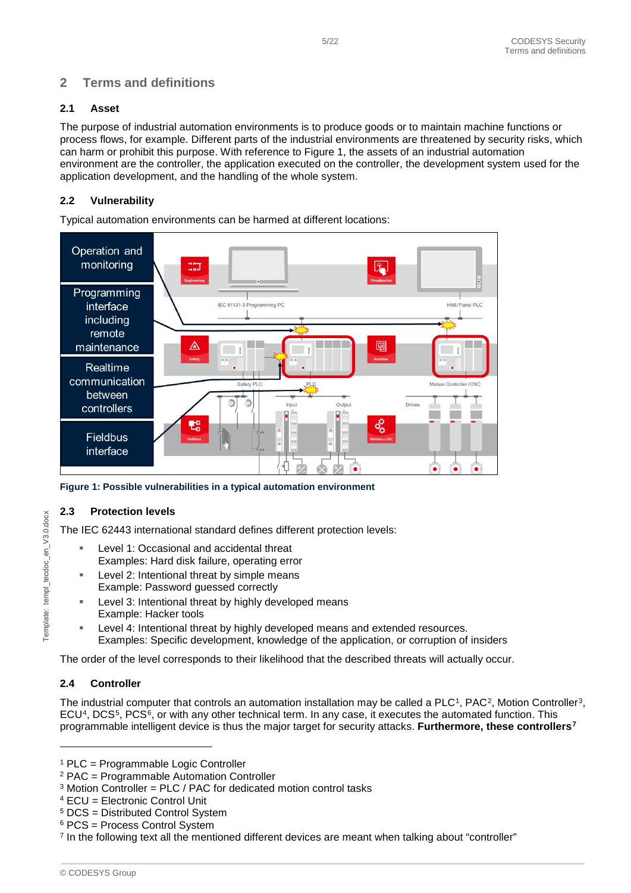## 2 Terms and definitions

### 2.1 Asset

The purpose of industrial automation environments is to produce goods or to maintain machine functions or process flows, for example. Different parts of the industrial environments are threatened by security risks, which can harm or prohibit this purpose. With reference to Figure 1, the assets of an industrial automation environment are the controller, the application executed on the controller, the development system used for the application development, and the handling of the whole system.

### 2.2 Vulnerability

Typical automation environments can be harmed at different locations:

**Figure 1: Possible vulnerabilities in a typical automation environment**

### 2.3 Protection levels

The IEC 62443 international standard defines different protection levels:

- Level 1: Occasional and accidental threat
  Examples: Hard disk failure, operating error
- Level 2: Intentional threat by simple means
  Example: Password guessed correctly
- Level 3: Intentional threat by highly developed means
  Example: Hacker tools
- Level 4: Intentional threat by highly developed means and extended resources.
  Examples: Specific development, knowledge of the application, or corruption of insiders

The order of the level corresponds to their likelihood that the described threats will actually occur.

### 2.4 Controller

The industrial computer that controls an automation installation may be called a PLC[1], PAC[2], Motion Controller[3], ECU[4], DCS[5], PCS[6], or with any other technical term. In any case, it executes the automated function. This programmable intelligent device is thus the major target for security attacks. **Furthermore, these controllers[7]**

---

[1] PLC = Programmable Logic Controller
[2] PAC = Programmable Automation Controller
[3] Motion Controller = PLC / PAC for dedicated motion control tasks
[4] ECU = Electronic Control Unit
[5] DCS = Distributed Control System
[6] PCS = Process Control System
[7] In the following text all the mentioned different devices are meant when talking about "controller"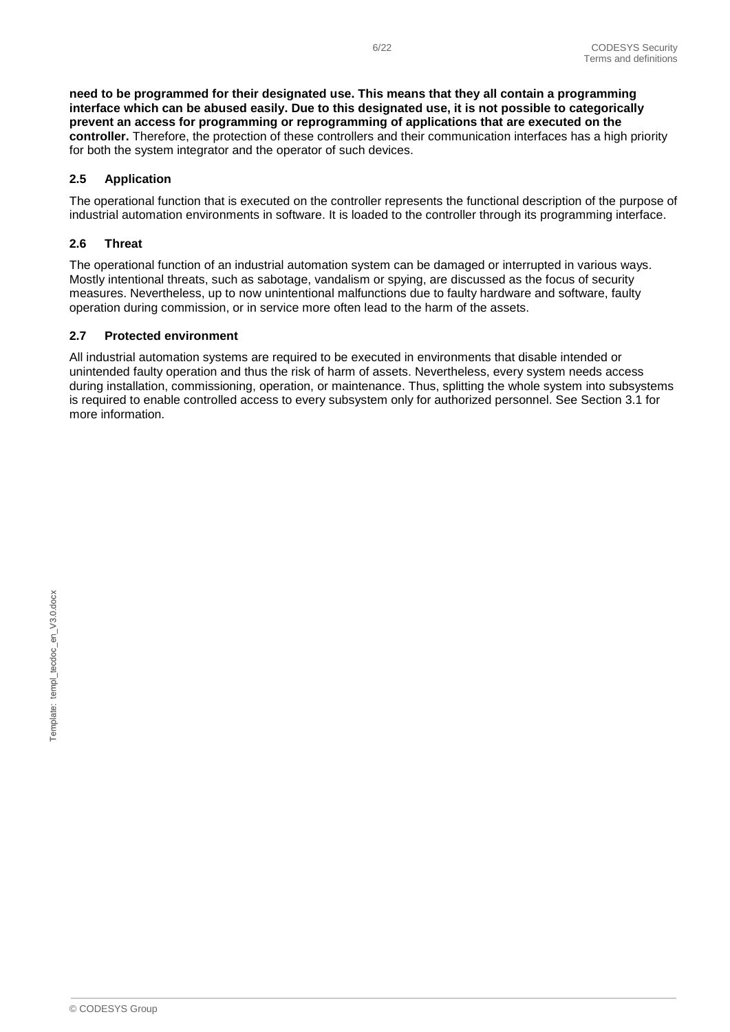**need to be programmed for their designated use. This means that they all contain a programming interface which can be abused easily. Due to this designated use, it is not possible to categorically prevent an access for programming or reprogramming of applications that are executed on the controller.** Therefore, the protection of these controllers and their communication interfaces has a high priority for both the system integrator and the operator of such devices.

### 2.5 Application

The operational function that is executed on the controller represents the functional description of the purpose of industrial automation environments in software. It is loaded to the controller through its programming interface.

### 2.6 Threat

The operational function of an industrial automation system can be damaged or interrupted in various ways. Mostly intentional threats, such as sabotage, vandalism or spying, are discussed as the focus of security measures. Nevertheless, up to now unintentional malfunctions due to faulty hardware and software, faulty operation during commission, or in service more often lead to the harm of the assets.

### 2.7 Protected environment

All industrial automation systems are required to be executed in environments that disable intended or unintended faulty operation and thus the risk of harm of assets. Nevertheless, every system needs access during installation, commissioning, operation, or maintenance. Thus, splitting the whole system into subsystems is required to enable controlled access to every subsystem only for authorized personnel. See Section 3.1 for more information.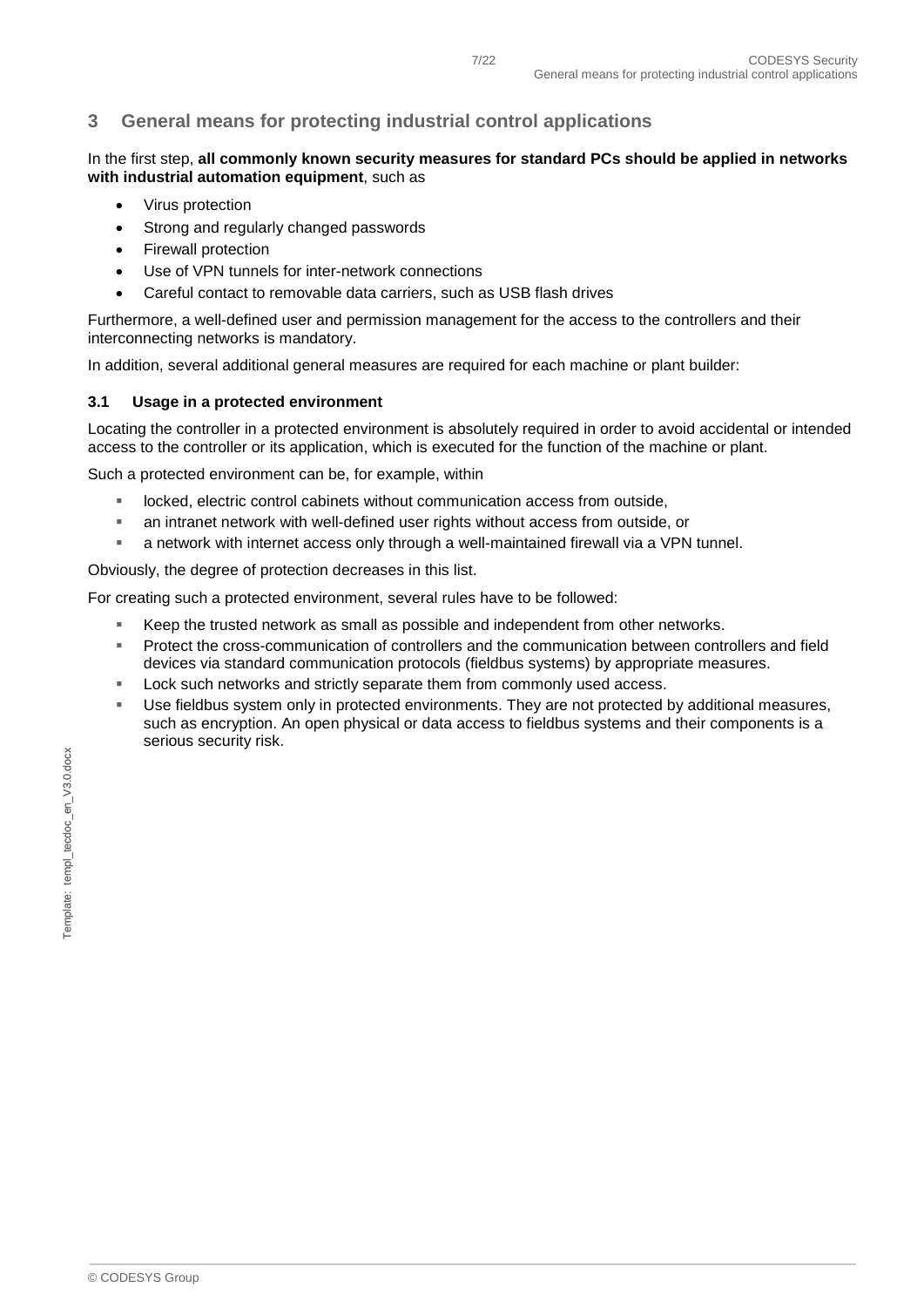# 3 General means for protecting industrial control applications

In the first step, **all commonly known security measures for standard PCs should be applied in networks with industrial automation equipment**, such as

- Virus protection
- Strong and regularly changed passwords
- Firewall protection
- Use of VPN tunnels for inter-network connections
- Careful contact to removable data carriers, such as USB flash drives

Furthermore, a well-defined user and permission management for the access to the controllers and their interconnecting networks is mandatory.

In addition, several additional general measures are required for each machine or plant builder:

## 3.1 Usage in a protected environment

Locating the controller in a protected environment is absolutely required in order to avoid accidental or intended access to the controller or its application, which is executed for the function of the machine or plant.

Such a protected environment can be, for example, within

- locked, electric control cabinets without communication access from outside,
- an intranet network with well-defined user rights without access from outside, or
- a network with internet access only through a well-maintained firewall via a VPN tunnel.

Obviously, the degree of protection decreases in this list.

For creating such a protected environment, several rules have to be followed:

- Keep the trusted network as small as possible and independent from other networks.
- Protect the cross-communication of controllers and the communication between controllers and field devices via standard communication protocols (fieldbus systems) by appropriate measures.
- Lock such networks and strictly separate them from commonly used access.
- Use fieldbus system only in protected environments. They are not protected by additional measures, such as encryption. An open physical or data access to fieldbus systems and their components is a serious security risk.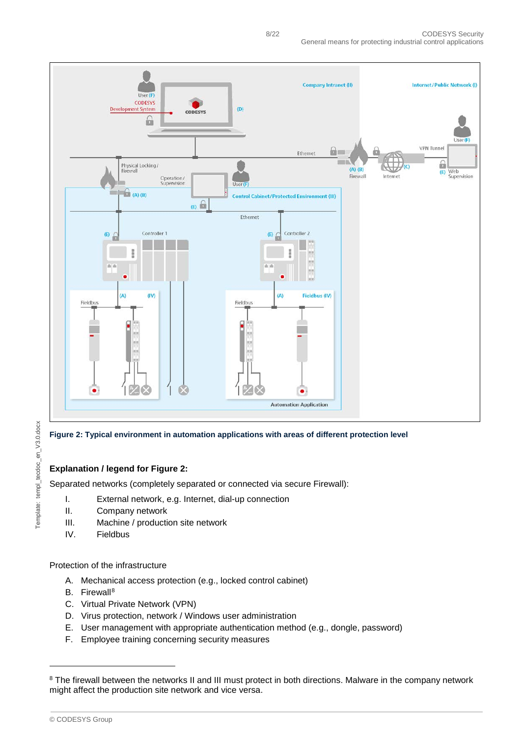**Figure 2: Typical environment in automation applications with areas of different protection level**

### Explanation / legend for Figure 2:

Separated networks (completely separated or connected via secure Firewall):

I. External network, e.g. Internet, dial-up connection
II. Company network
III. Machine / production site network
IV. Fieldbus

Protection of the infrastructure

A. Mechanical access protection (e.g., locked control cabinet)
B. Firewall[8]
C. Virtual Private Network (VPN)
D. Virus protection, network / Windows user administration
E. User management with appropriate authentication method (e.g., dongle, password)
F. Employee training concerning security measures

[8] The firewall between the networks II and III must protect in both directions. Malware in the company network might affect the production site network and vice versa.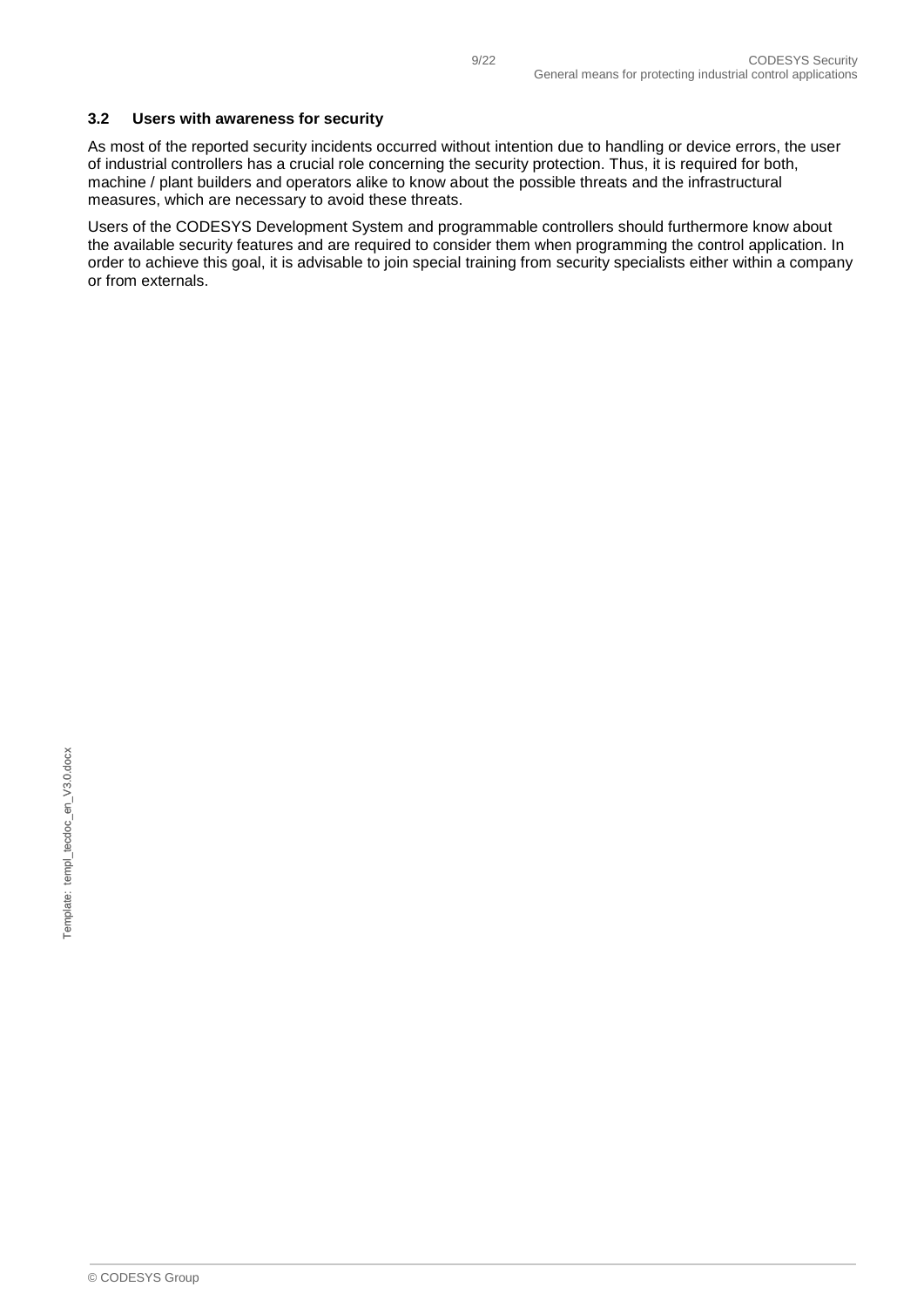### 3.2 Users with awareness for security

As most of the reported security incidents occurred without intention due to handling or device errors, the user of industrial controllers has a crucial role concerning the security protection. Thus, it is required for both, machine / plant builders and operators alike to know about the possible threats and the infrastructural measures, which are necessary to avoid these threats.

Users of the CODESYS Development System and programmable controllers should furthermore know about the available security features and are required to consider them when programming the control application. In order to achieve this goal, it is advisable to join special training from security specialists either within a company or from externals.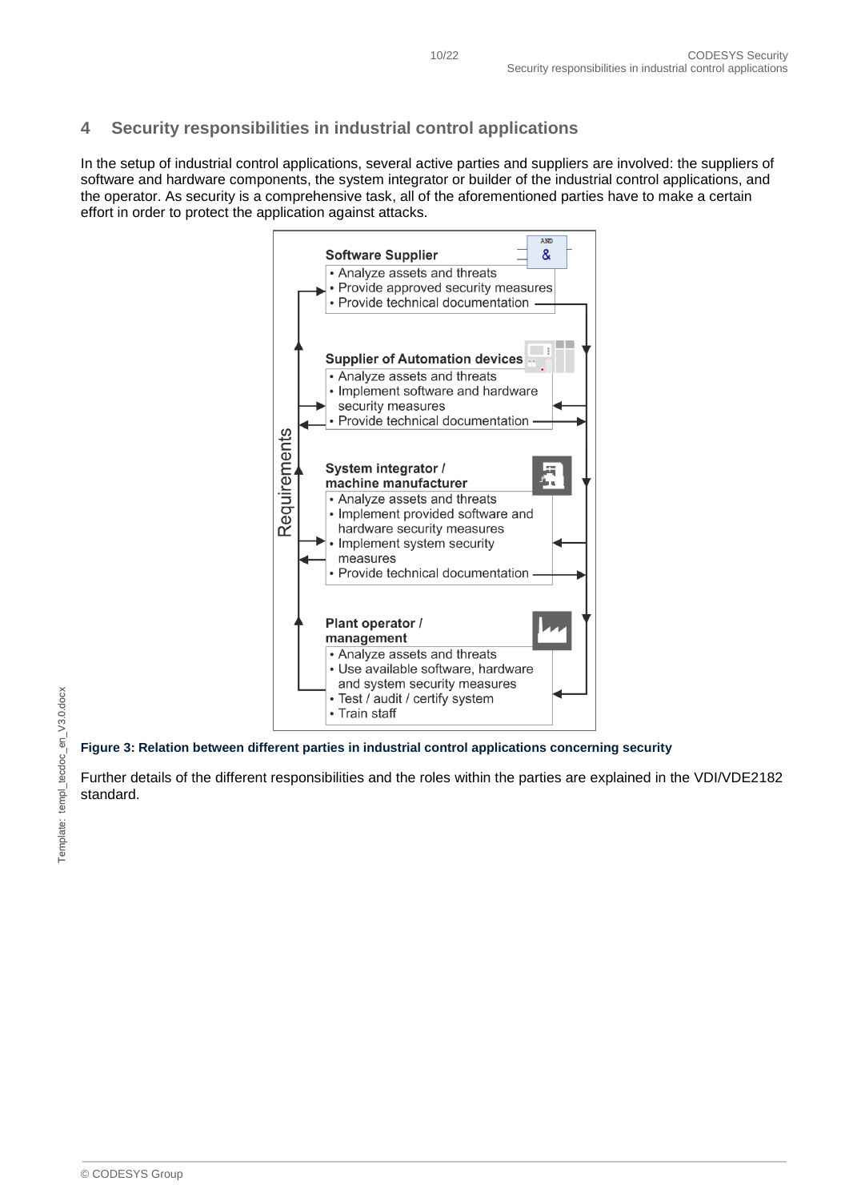## 4 Security responsibilities in industrial control applications

In the setup of industrial control applications, several active parties and suppliers are involved: the suppliers of software and hardware components, the system integrator or builder of the industrial control applications, and the operator. As security is a comprehensive task, all of the aforementioned parties have to make a certain effort in order to protect the application against attacks.

**Software Supplier**
- Analyze assets and threats
- Provide approved security measures
- Provide technical documentation

**Supplier of Automation devices**
- Analyze assets and threats
- Implement software and hardware security measures
- Provide technical documentation

**System integrator / machine manufacturer**
- Analyze assets and threats
- Implement provided software and hardware security measures
- Implement system security measures
- Provide technical documentation

**Plant operator / management**
- Analyze assets and threats
- Use available software, hardware and system security measures
- Test / audit / certify system
- Train staff

Requirements

**Figure 3: Relation between different parties in industrial control applications concerning security**

Further details of the different responsibilities and the roles within the parties are explained in the VDI/VDE2182 standard.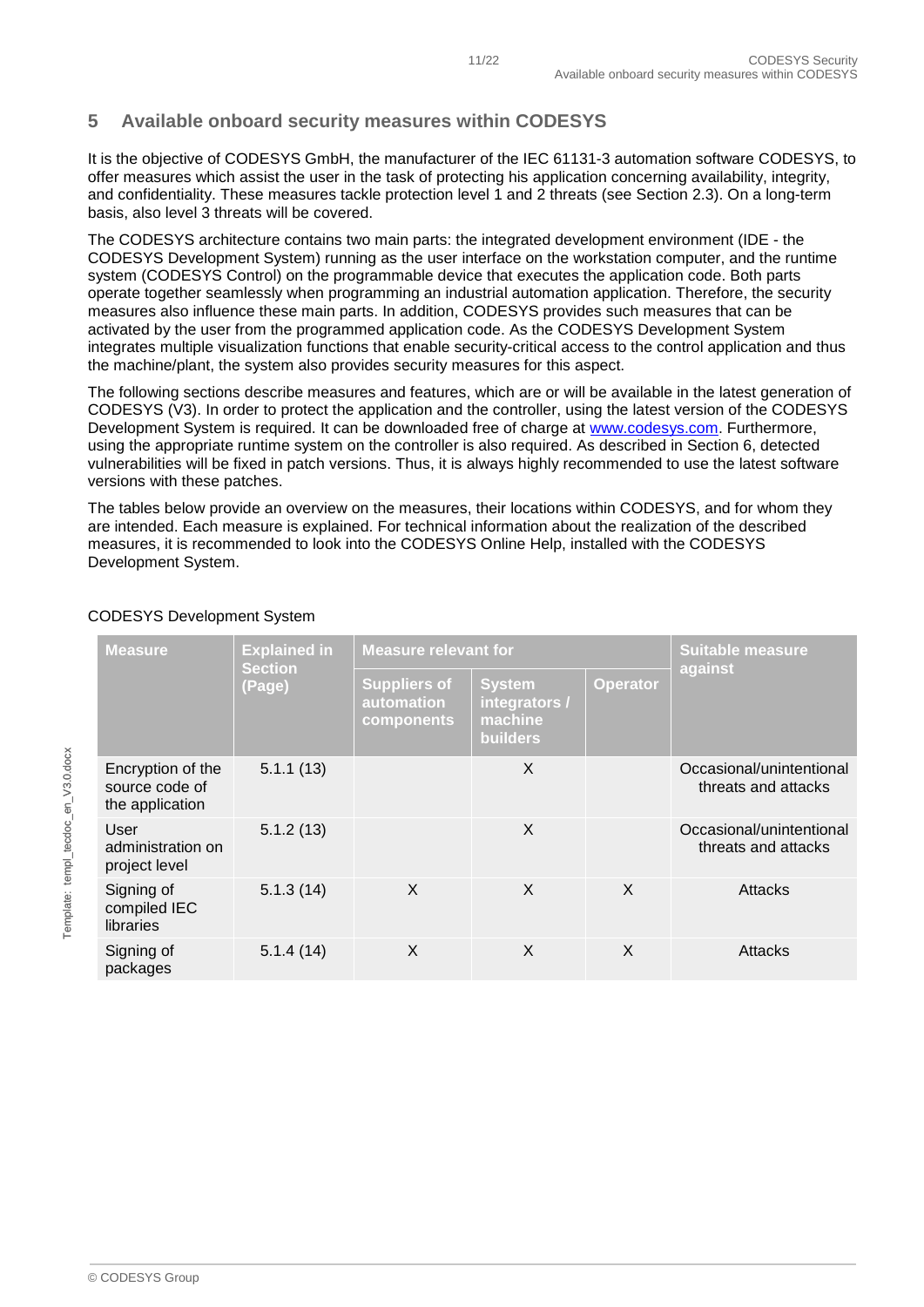# 5 Available onboard security measures within CODESYS

It is the objective of CODESYS GmbH, the manufacturer of the IEC 61131-3 automation software CODESYS, to offer measures which assist the user in the task of protecting his application concerning availability, integrity, and confidentiality. These measures tackle protection level 1 and 2 threats (see Section 2.3). On a long-term basis, also level 3 threats will be covered.

The CODESYS architecture contains two main parts: the integrated development environment (IDE - the CODESYS Development System) running as the user interface on the workstation computer, and the runtime system (CODESYS Control) on the programmable device that executes the application code. Both parts operate together seamlessly when programming an industrial automation application. Therefore, the security measures also influence these main parts. In addition, CODESYS provides such measures that can be activated by the user from the programmed application code. As the CODESYS Development System integrates multiple visualization functions that enable security-critical access to the control application and thus the machine/plant, the system also provides security measures for this aspect.

The following sections describe measures and features, which are or will be available in the latest generation of CODESYS (V3). In order to protect the application and the controller, using the latest version of the CODESYS Development System is required. It can be downloaded free of charge at [www.codesys.com](http://www.codesys.com). Furthermore, using the appropriate runtime system on the controller is also required. As described in Section 6, detected vulnerabilities will be fixed in patch versions. Thus, it is always highly recommended to use the latest software versions with these patches.

The tables below provide an overview on the measures, their locations within CODESYS, and for whom they are intended. Each measure is explained. For technical information about the realization of the described measures, it is recommended to look into the CODESYS Online Help, installed with the CODESYS Development System.

CODESYS Development System

| Measure | Explained in Section (Page) | Measure relevant for | | | Suitable measure against |
|---|---|---|---|---|---|
| | | Suppliers of automation components | System integrators / machine builders | Operator | |
| Encryption of the source code of the application | 5.1.1 (13) | | X | | Occasional/unintentional threats and attacks |
| User administration on project level | 5.1.2 (13) | | X | | Occasional/unintentional threats and attacks |
| Signing of compiled IEC libraries | 5.1.3 (14) | X | X | X | Attacks |
| Signing of packages | 5.1.4 (14) | X | X | X | Attacks |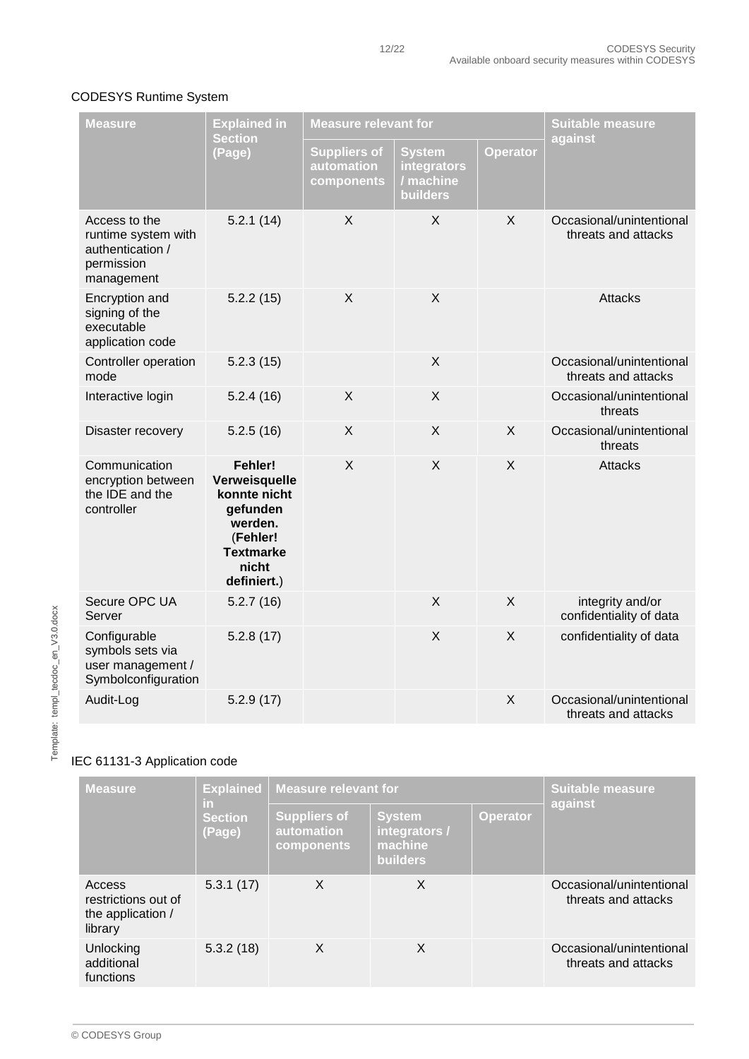CODESYS Runtime System

| Measure | Explained in Section (Page) | Measure relevant for | | | Suitable measure against |
|---|---|---|---|---|---|
| | | Suppliers of automation components | System integrators / machine builders | Operator | |
| Access to the runtime system with authentication / permission management | 5.2.1 (14) | X | X | X | Occasional/unintentional threats and attacks |
| Encryption and signing of the executable application code | 5.2.2 (15) | X | X | | Attacks |
| Controller operation mode | 5.2.3 (15) | | X | | Occasional/unintentional threats and attacks |
| Interactive login | 5.2.4 (16) | X | X | | Occasional/unintentional threats |
| Disaster recovery | 5.2.5 (16) | X | X | X | Occasional/unintentional threats |
| Communication encryption between the IDE and the controller | **Fehler! Verweisquelle konnte nicht gefunden werden.** (**Fehler! Textmarke nicht definiert.**) | X | X | X | Attacks |
| Secure OPC UA Server | 5.2.7 (16) | | X | X | integrity and/or confidentiality of data |
| Configurable symbols sets via user management / Symbolconfiguration | 5.2.8 (17) | | X | X | confidentiality of data |
| Audit-Log | 5.2.9 (17) | | | X | Occasional/unintentional threats and attacks |

IEC 61131-3 Application code

| Measure | Explained in Section (Page) | Measure relevant for | | | Suitable measure against |
|---|---|---|---|---|---|
| | | Suppliers of automation components | System integrators / machine builders | Operator | |
| Access restrictions out of the application / library | 5.3.1 (17) | X | X | | Occasional/unintentional threats and attacks |
| Unlocking additional functions | 5.3.2 (18) | X | X | | Occasional/unintentional threats and attacks |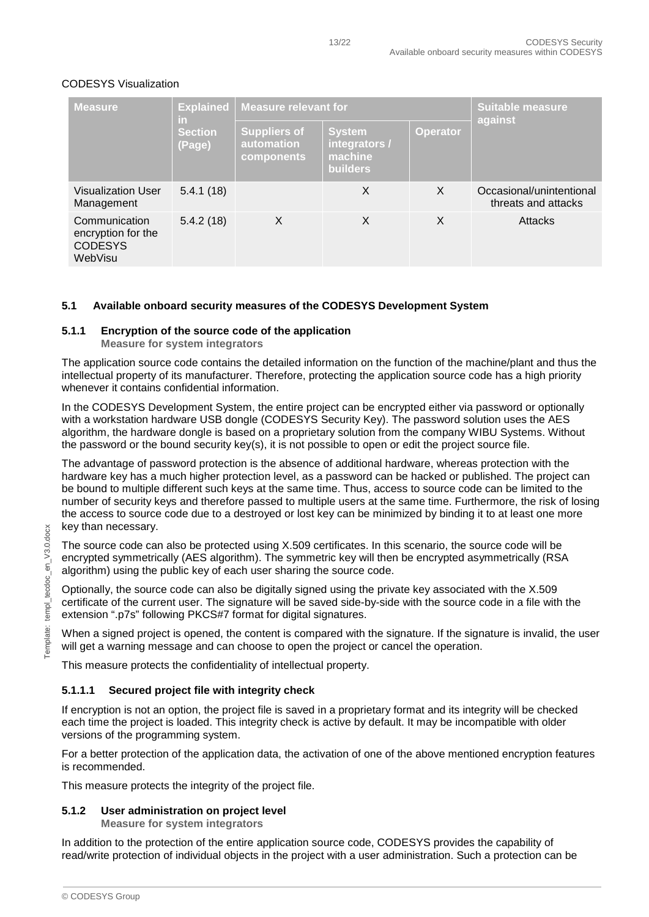CODESYS Visualization

| Measure | Explained in Section (Page) | Measure relevant for | | | Suitable measure against |
|---|---|---|---|---|---|
| | | Suppliers of automation components | System integrators / machine builders | Operator | |
| Visualization User Management | 5.4.1 (18) | | X | X | Occasional/unintentional threats and attacks |
| Communication encryption for the CODESYS WebVisu | 5.4.2 (18) | X | X | X | Attacks |

### 5.1 Available onboard security measures of the CODESYS Development System

#### 5.1.1 Encryption of the source code of the application

**Measure for system integrators**

The application source code contains the detailed information on the function of the machine/plant and thus the intellectual property of its manufacturer. Therefore, protecting the application source code has a high priority whenever it contains confidential information.

In the CODESYS Development System, the entire project can be encrypted either via password or optionally with a workstation hardware USB dongle (CODESYS Security Key). The password solution uses the AES algorithm, the hardware dongle is based on a proprietary solution from the company WIBU Systems. Without the password or the bound security key(s), it is not possible to open or edit the project source file.

The advantage of password protection is the absence of additional hardware, whereas protection with the hardware key has a much higher protection level, as a password can be hacked or published. The project can be bound to multiple different such keys at the same time. Thus, access to source code can be limited to the number of security keys and therefore passed to multiple users at the same time. Furthermore, the risk of losing the access to source code due to a destroyed or lost key can be minimized by binding it to at least one more key than necessary.

The source code can also be protected using X.509 certificates. In this scenario, the source code will be encrypted symmetrically (AES algorithm). The symmetric key will then be encrypted asymmetrically (RSA algorithm) using the public key of each user sharing the source code.

Optionally, the source code can also be digitally signed using the private key associated with the X.509 certificate of the current user. The signature will be saved side-by-side with the source code in a file with the extension ".p7s" following PKCS#7 format for digital signatures.

When a signed project is opened, the content is compared with the signature. If the signature is invalid, the user will get a warning message and can choose to open the project or cancel the operation.

This measure protects the confidentiality of intellectual property.

##### 5.1.1.1 Secured project file with integrity check

If encryption is not an option, the project file is saved in a proprietary format and its integrity will be checked each time the project is loaded. This integrity check is active by default. It may be incompatible with older versions of the programming system.

For a better protection of the application data, the activation of one of the above mentioned encryption features is recommended.

This measure protects the integrity of the project file.

#### 5.1.2 User administration on project level

**Measure for system integrators**

In addition to the protection of the entire application source code, CODESYS provides the capability of read/write protection of individual objects in the project with a user administration. Such a protection can be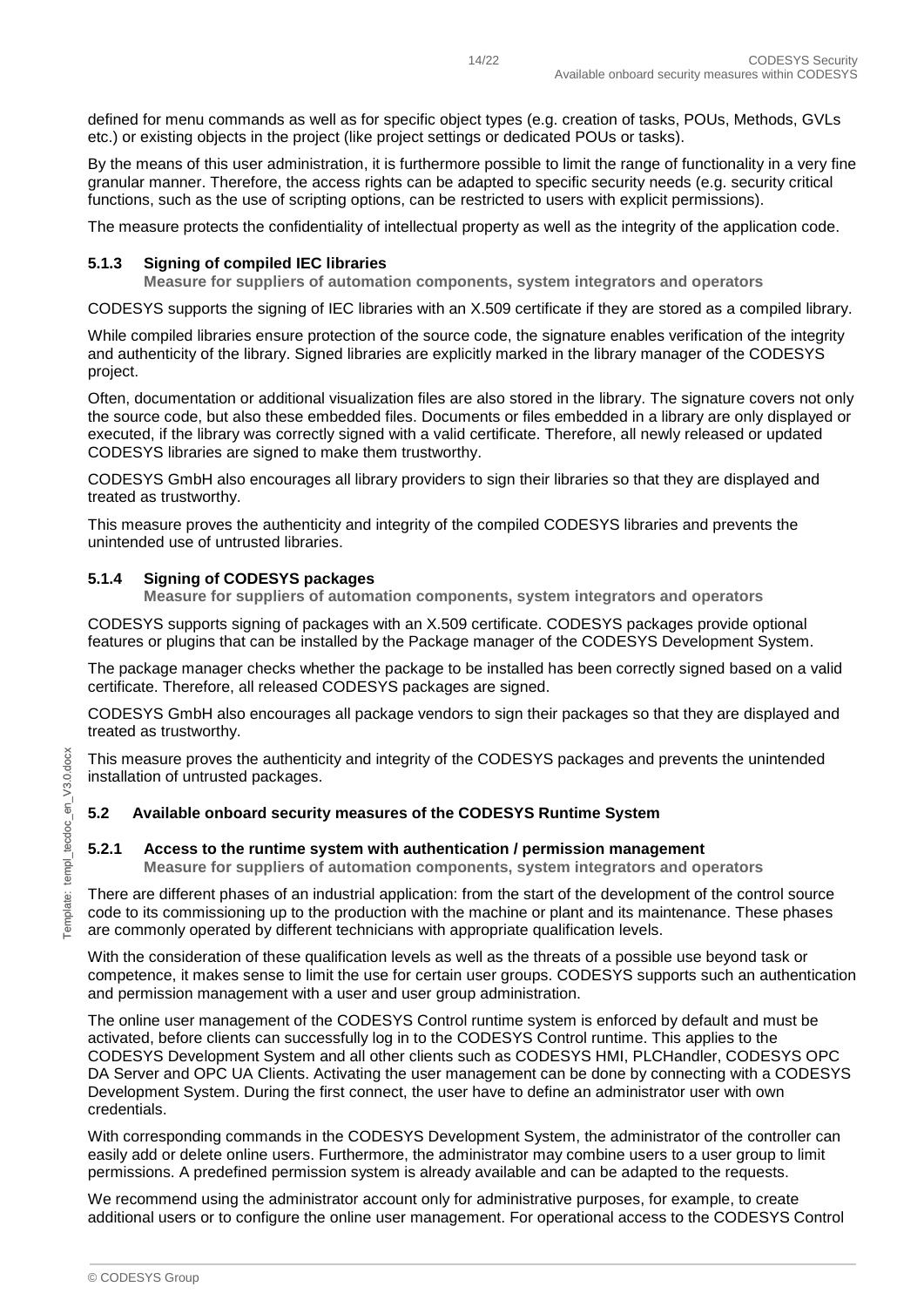defined for menu commands as well as for specific object types (e.g. creation of tasks, POUs, Methods, GVLs etc.) or existing objects in the project (like project settings or dedicated POUs or tasks).

By the means of this user administration, it is furthermore possible to limit the range of functionality in a very fine granular manner. Therefore, the access rights can be adapted to specific security needs (e.g. security critical functions, such as the use of scripting options, can be restricted to users with explicit permissions).

The measure protects the confidentiality of intellectual property as well as the integrity of the application code.

#### 5.1.3 Signing of compiled IEC libraries

**Measure for suppliers of automation components, system integrators and operators**

CODESYS supports the signing of IEC libraries with an X.509 certificate if they are stored as a compiled library.

While compiled libraries ensure protection of the source code, the signature enables verification of the integrity and authenticity of the library. Signed libraries are explicitly marked in the library manager of the CODESYS project.

Often, documentation or additional visualization files are also stored in the library. The signature covers not only the source code, but also these embedded files. Documents or files embedded in a library are only displayed or executed, if the library was correctly signed with a valid certificate. Therefore, all newly released or updated CODESYS libraries are signed to make them trustworthy.

CODESYS GmbH also encourages all library providers to sign their libraries so that they are displayed and treated as trustworthy.

This measure proves the authenticity and integrity of the compiled CODESYS libraries and prevents the unintended use of untrusted libraries.

#### 5.1.4 Signing of CODESYS packages

**Measure for suppliers of automation components, system integrators and operators**

CODESYS supports signing of packages with an X.509 certificate. CODESYS packages provide optional features or plugins that can be installed by the Package manager of the CODESYS Development System.

The package manager checks whether the package to be installed has been correctly signed based on a valid certificate. Therefore, all released CODESYS packages are signed.

CODESYS GmbH also encourages all package vendors to sign their packages so that they are displayed and treated as trustworthy.

This measure proves the authenticity and integrity of the CODESYS packages and prevents the unintended installation of untrusted packages.

### 5.2 Available onboard security measures of the CODESYS Runtime System

#### 5.2.1 Access to the runtime system with authentication / permission management

**Measure for suppliers of automation components, system integrators and operators**

There are different phases of an industrial application: from the start of the development of the control source code to its commissioning up to the production with the machine or plant and its maintenance. These phases are commonly operated by different technicians with appropriate qualification levels.

With the consideration of these qualification levels as well as the threats of a possible use beyond task or competence, it makes sense to limit the use for certain user groups. CODESYS supports such an authentication and permission management with a user and user group administration.

The online user management of the CODESYS Control runtime system is enforced by default and must be activated, before clients can successfully log in to the CODESYS Control runtime. This applies to the CODESYS Development System and all other clients such as CODESYS HMI, PLCHandler, CODESYS OPC DA Server and OPC UA Clients. Activating the user management can be done by connecting with a CODESYS Development System. During the first connect, the user have to define an administrator user with own credentials.

With corresponding commands in the CODESYS Development System, the administrator of the controller can easily add or delete online users. Furthermore, the administrator may combine users to a user group to limit permissions. A predefined permission system is already available and can be adapted to the requests.

We recommend using the administrator account only for administrative purposes, for example, to create additional users or to configure the online user management. For operational access to the CODESYS Control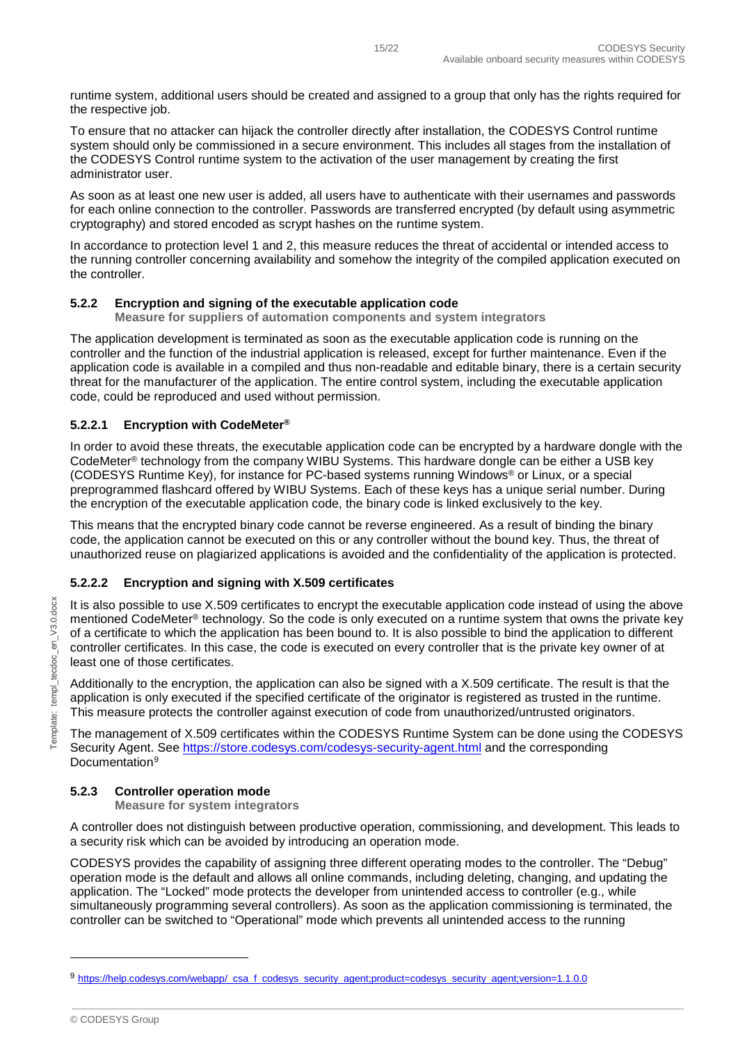runtime system, additional users should be created and assigned to a group that only has the rights required for the respective job.

To ensure that no attacker can hijack the controller directly after installation, the CODESYS Control runtime system should only be commissioned in a secure environment. This includes all stages from the installation of the CODESYS Control runtime system to the activation of the user management by creating the first administrator user.

As soon as at least one new user is added, all users have to authenticate with their usernames and passwords for each online connection to the controller. Passwords are transferred encrypted (by default using asymmetric cryptography) and stored encoded as scrypt hashes on the runtime system.

In accordance to protection level 1 and 2, this measure reduces the threat of accidental or intended access to the running controller concerning availability and somehow the integrity of the compiled application executed on the controller.

### 5.2.2 Encryption and signing of the executable application code

**Measure for suppliers of automation components and system integrators**

The application development is terminated as soon as the executable application code is running on the controller and the function of the industrial application is released, except for further maintenance. Even if the application code is available in a compiled and thus non-readable and editable binary, there is a certain security threat for the manufacturer of the application. The entire control system, including the executable application code, could be reproduced and used without permission.

#### 5.2.2.1 Encryption with CodeMeter®

In order to avoid these threats, the executable application code can be encrypted by a hardware dongle with the CodeMeter® technology from the company WIBU Systems. This hardware dongle can be either a USB key (CODESYS Runtime Key), for instance for PC-based systems running Windows® or Linux, or a special preprogrammed flashcard offered by WIBU Systems. Each of these keys has a unique serial number. During the encryption of the executable application code, the binary code is linked exclusively to the key.

This means that the encrypted binary code cannot be reverse engineered. As a result of binding the binary code, the application cannot be executed on this or any controller without the bound key. Thus, the threat of unauthorized reuse on plagiarized applications is avoided and the confidentiality of the application is protected.

#### 5.2.2.2 Encryption and signing with X.509 certificates

It is also possible to use X.509 certificates to encrypt the executable application code instead of using the above mentioned CodeMeter® technology. So the code is only executed on a runtime system that owns the private key of a certificate to which the application has been bound to. It is also possible to bind the application to different controller certificates. In this case, the code is executed on every controller that is the private key owner of at least one of those certificates.

Additionally to the encryption, the application can also be signed with a X.509 certificate. The result is that the application is only executed if the specified certificate of the originator is registered as trusted in the runtime. This measure protects the controller against execution of code from unauthorized/untrusted originators.

The management of X.509 certificates within the CODESYS Runtime System can be done using the CODESYS Security Agent. See https://store.codesys.com/codesys-security-agent.html and the corresponding Documentation[9]

### 5.2.3 Controller operation mode

**Measure for system integrators**

A controller does not distinguish between productive operation, commissioning, and development. This leads to a security risk which can be avoided by introducing an operation mode.

CODESYS provides the capability of assigning three different operating modes to the controller. The "Debug" operation mode is the default and allows all online commands, including deleting, changing, and updating the application. The "Locked" mode protects the developer from unintended access to controller (e.g., while simultaneously programming several controllers). As soon as the application commissioning is terminated, the controller can be switched to "Operational" mode which prevents all unintended access to the running

[9] https://help.codesys.com/webapp/_csa_f_codesys_security_agent;product=codesys_security_agent;version=1.1.0.0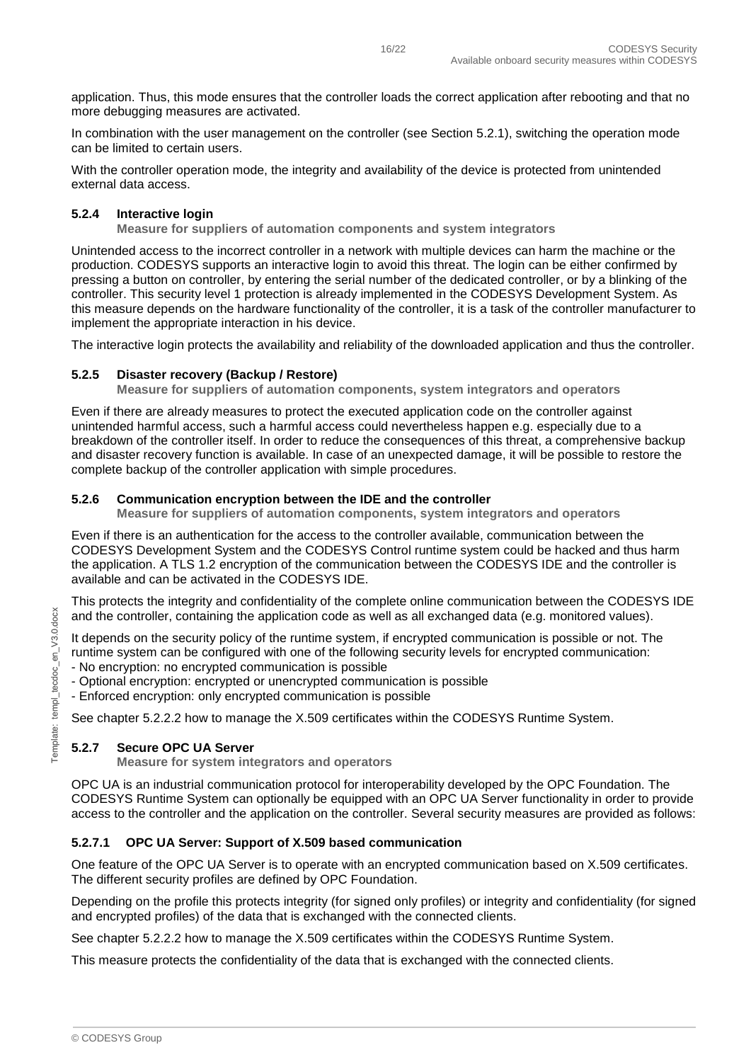application. Thus, this mode ensures that the controller loads the correct application after rebooting and that no more debugging measures are activated.

In combination with the user management on the controller (see Section 5.2.1), switching the operation mode can be limited to certain users.

With the controller operation mode, the integrity and availability of the device is protected from unintended external data access.

### 5.2.4 Interactive login

**Measure for suppliers of automation components and system integrators**

Unintended access to the incorrect controller in a network with multiple devices can harm the machine or the production. CODESYS supports an interactive login to avoid this threat. The login can be either confirmed by pressing a button on controller, by entering the serial number of the dedicated controller, or by a blinking of the controller. This security level 1 protection is already implemented in the CODESYS Development System. As this measure depends on the hardware functionality of the controller, it is a task of the controller manufacturer to implement the appropriate interaction in his device.

The interactive login protects the availability and reliability of the downloaded application and thus the controller.

### 5.2.5 Disaster recovery (Backup / Restore)

**Measure for suppliers of automation components, system integrators and operators**

Even if there are already measures to protect the executed application code on the controller against unintended harmful access, such a harmful access could nevertheless happen e.g. especially due to a breakdown of the controller itself. In order to reduce the consequences of this threat, a comprehensive backup and disaster recovery function is available. In case of an unexpected damage, it will be possible to restore the complete backup of the controller application with simple procedures.

### 5.2.6 Communication encryption between the IDE and the controller

**Measure for suppliers of automation components, system integrators and operators**

Even if there is an authentication for the access to the controller available, communication between the CODESYS Development System and the CODESYS Control runtime system could be hacked and thus harm the application. A TLS 1.2 encryption of the communication between the CODESYS IDE and the controller is available and can be activated in the CODESYS IDE.

This protects the integrity and confidentiality of the complete online communication between the CODESYS IDE and the controller, containing the application code as well as all exchanged data (e.g. monitored values).

It depends on the security policy of the runtime system, if encrypted communication is possible or not. The runtime system can be configured with one of the following security levels for encrypted communication:

- No encryption: no encrypted communication is possible
- Optional encryption: encrypted or unencrypted communication is possible
- Enforced encryption: only encrypted communication is possible

See chapter 5.2.2.2 how to manage the X.509 certificates within the CODESYS Runtime System.

### 5.2.7 Secure OPC UA Server

**Measure for system integrators and operators**

OPC UA is an industrial communication protocol for interoperability developed by the OPC Foundation. The CODESYS Runtime System can optionally be equipped with an OPC UA Server functionality in order to provide access to the controller and the application on the controller. Several security measures are provided as follows:

#### 5.2.7.1 OPC UA Server: Support of X.509 based communication

One feature of the OPC UA Server is to operate with an encrypted communication based on X.509 certificates. The different security profiles are defined by OPC Foundation.

Depending on the profile this protects integrity (for signed only profiles) or integrity and confidentiality (for signed and encrypted profiles) of the data that is exchanged with the connected clients.

See chapter 5.2.2.2 how to manage the X.509 certificates within the CODESYS Runtime System.

This measure protects the confidentiality of the data that is exchanged with the connected clients.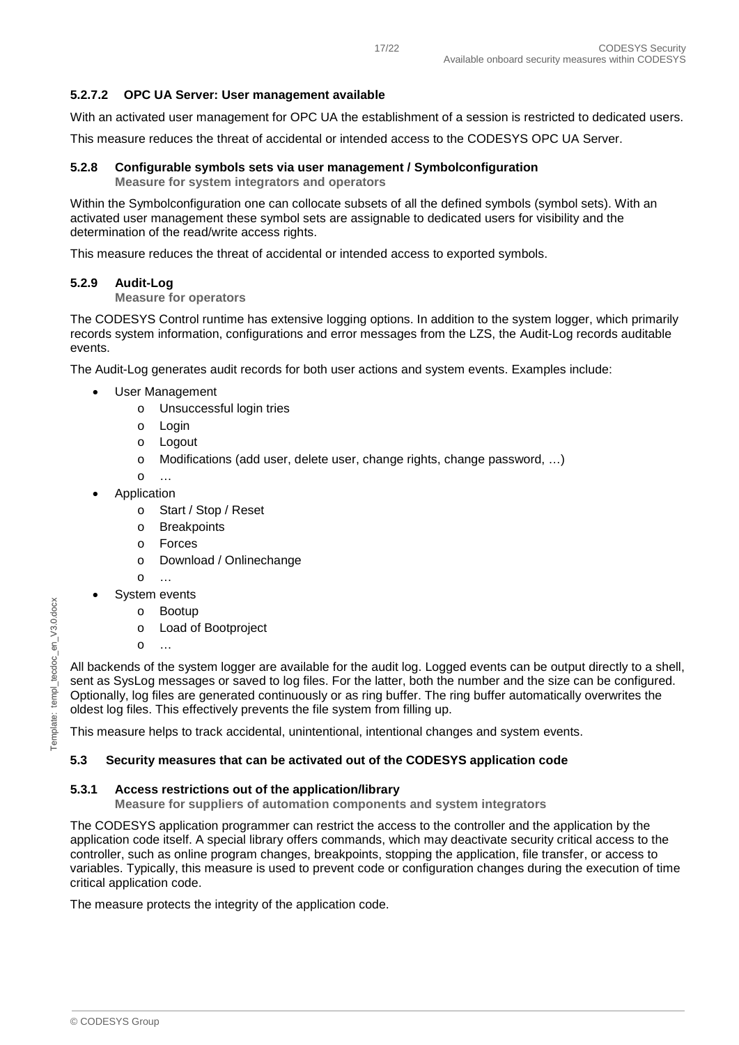#### 5.2.7.2 OPC UA Server: User management available

With an activated user management for OPC UA the establishment of a session is restricted to dedicated users.

This measure reduces the threat of accidental or intended access to the CODESYS OPC UA Server.

### 5.2.8 Configurable symbols sets via user management / Symbolconfiguration

**Measure for system integrators and operators**

Within the Symbolconfiguration one can collocate subsets of all the defined symbols (symbol sets). With an activated user management these symbol sets are assignable to dedicated users for visibility and the determination of the read/write access rights.

This measure reduces the threat of accidental or intended access to exported symbols.

### 5.2.9 Audit-Log

**Measure for operators**

The CODESYS Control runtime has extensive logging options. In addition to the system logger, which primarily records system information, configurations and error messages from the LZS, the Audit-Log records auditable events.

The Audit-Log generates audit records for both user actions and system events. Examples include:

- User Management
  - Unsuccessful login tries
  - Login
  - Logout
  - Modifications (add user, delete user, change rights, change password, …)
  - …
- Application
  - Start / Stop / Reset
  - Breakpoints
  - Forces
  - Download / Onlinechange
  - …
- System events
  - Bootup
  - Load of Bootproject
  - …

All backends of the system logger are available for the audit log. Logged events can be output directly to a shell, sent as SysLog messages or saved to log files. For the latter, both the number and the size can be configured. Optionally, log files are generated continuously or as ring buffer. The ring buffer automatically overwrites the oldest log files. This effectively prevents the file system from filling up.

This measure helps to track accidental, unintentional, intentional changes and system events.

## 5.3 Security measures that can be activated out of the CODESYS application code

### 5.3.1 Access restrictions out of the application/library

**Measure for suppliers of automation components and system integrators**

The CODESYS application programmer can restrict the access to the controller and the application by the application code itself. A special library offers commands, which may deactivate security critical access to the controller, such as online program changes, breakpoints, stopping the application, file transfer, or access to variables. Typically, this measure is used to prevent code or configuration changes during the execution of time critical application code.

The measure protects the integrity of the application code.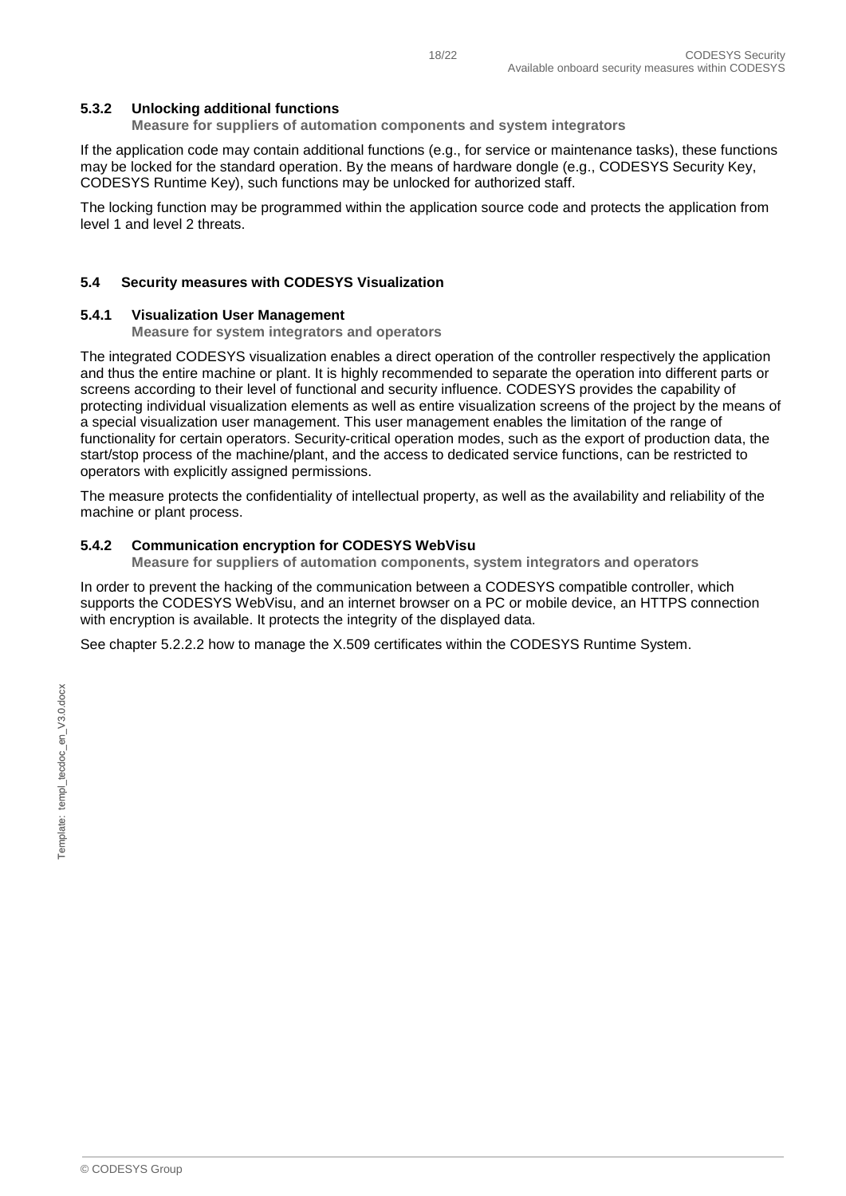### 5.3.2 Unlocking additional functions

**Measure for suppliers of automation components and system integrators**

If the application code may contain additional functions (e.g., for service or maintenance tasks), these functions may be locked for the standard operation. By the means of hardware dongle (e.g., CODESYS Security Key, CODESYS Runtime Key), such functions may be unlocked for authorized staff.

The locking function may be programmed within the application source code and protects the application from level 1 and level 2 threats.

## 5.4 Security measures with CODESYS Visualization

### 5.4.1 Visualization User Management

**Measure for system integrators and operators**

The integrated CODESYS visualization enables a direct operation of the controller respectively the application and thus the entire machine or plant. It is highly recommended to separate the operation into different parts or screens according to their level of functional and security influence. CODESYS provides the capability of protecting individual visualization elements as well as entire visualization screens of the project by the means of a special visualization user management. This user management enables the limitation of the range of functionality for certain operators. Security-critical operation modes, such as the export of production data, the start/stop process of the machine/plant, and the access to dedicated service functions, can be restricted to operators with explicitly assigned permissions.

The measure protects the confidentiality of intellectual property, as well as the availability and reliability of the machine or plant process.

### 5.4.2 Communication encryption for CODESYS WebVisu

**Measure for suppliers of automation components, system integrators and operators**

In order to prevent the hacking of the communication between a CODESYS compatible controller, which supports the CODESYS WebVisu, and an internet browser on a PC or mobile device, an HTTPS connection with encryption is available. It protects the integrity of the displayed data.

See chapter 5.2.2.2 how to manage the X.509 certificates within the CODESYS Runtime System.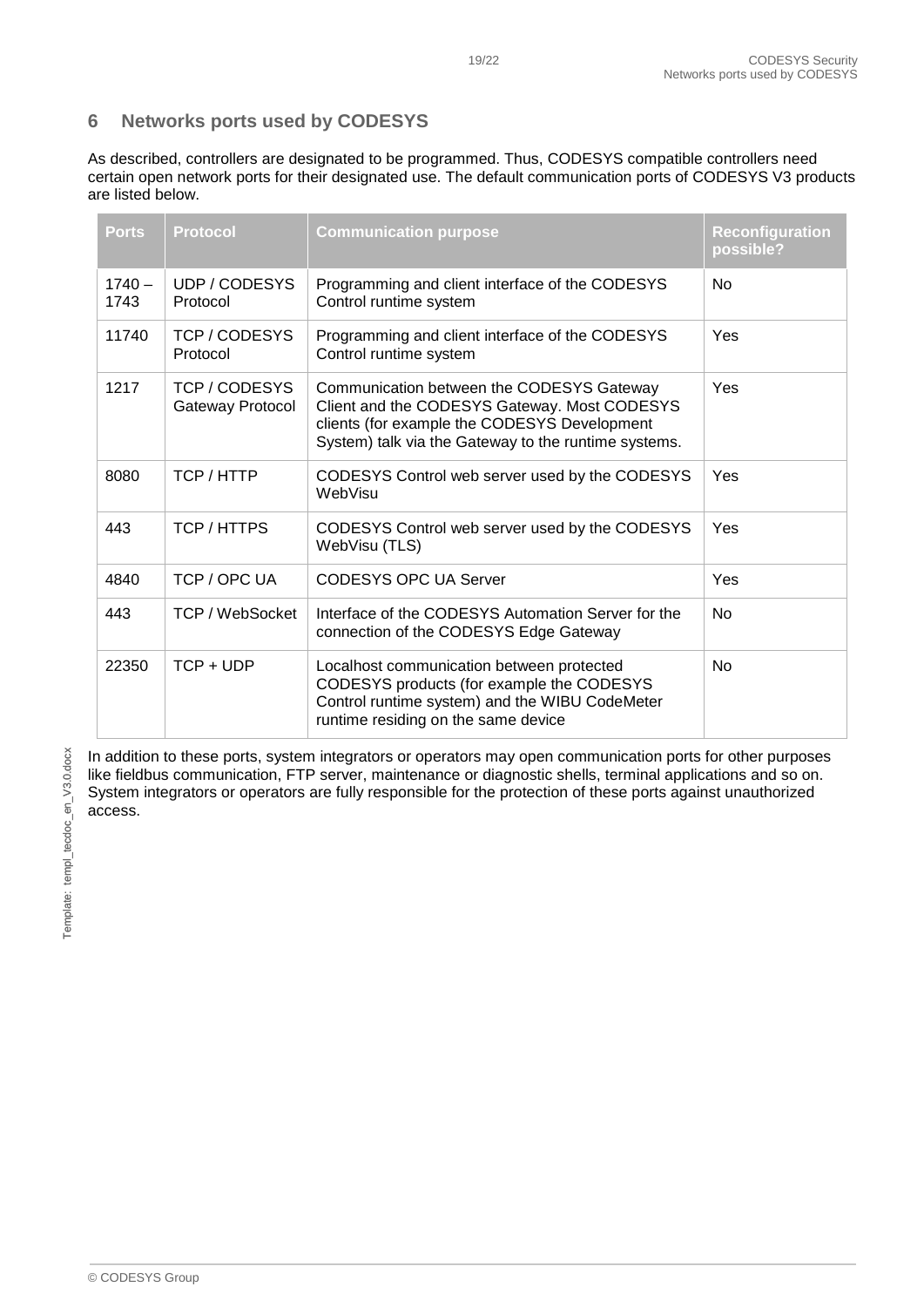## 6 Networks ports used by CODESYS

As described, controllers are designated to be programmed. Thus, CODESYS compatible controllers need certain open network ports for their designated use. The default communication ports of CODESYS V3 products are listed below.

| Ports | Protocol | Communication purpose | Reconfiguration possible? |
|---|---|---|---|
| 1740 – 1743 | UDP / CODESYS Protocol | Programming and client interface of the CODESYS Control runtime system | No |
| 11740 | TCP / CODESYS Protocol | Programming and client interface of the CODESYS Control runtime system | Yes |
| 1217 | TCP / CODESYS Gateway Protocol | Communication between the CODESYS Gateway Client and the CODESYS Gateway. Most CODESYS clients (for example the CODESYS Development System) talk via the Gateway to the runtime systems. | Yes |
| 8080 | TCP / HTTP | CODESYS Control web server used by the CODESYS WebVisu | Yes |
| 443 | TCP / HTTPS | CODESYS Control web server used by the CODESYS WebVisu (TLS) | Yes |
| 4840 | TCP / OPC UA | CODESYS OPC UA Server | Yes |
| 443 | TCP / WebSocket | Interface of the CODESYS Automation Server for the connection of the CODESYS Edge Gateway | No |
| 22350 | TCP + UDP | Localhost communication between protected CODESYS products (for example the CODESYS Control runtime system) and the WIBU CodeMeter runtime residing on the same device | No |

In addition to these ports, system integrators or operators may open communication ports for other purposes like fieldbus communication, FTP server, maintenance or diagnostic shells, terminal applications and so on. System integrators or operators are fully responsible for the protection of these ports against unauthorized access.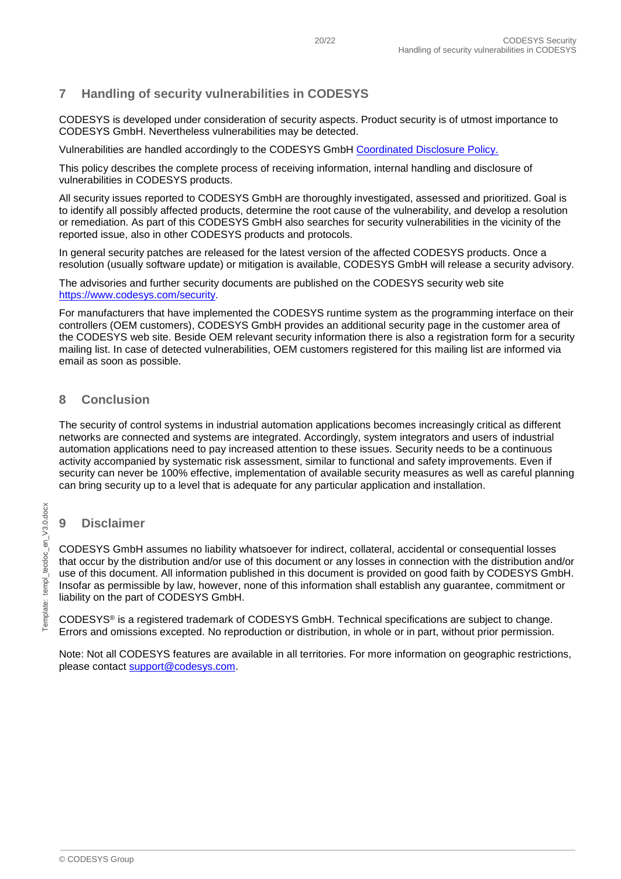## 7 Handling of security vulnerabilities in CODESYS

CODESYS is developed under consideration of security aspects. Product security is of utmost importance to CODESYS GmbH. Nevertheless vulnerabilities may be detected.

Vulnerabilities are handled accordingly to the CODESYS GmbH [Coordinated Disclosure Policy.](#)

This policy describes the complete process of receiving information, internal handling and disclosure of vulnerabilities in CODESYS products.

All security issues reported to CODESYS GmbH are thoroughly investigated, assessed and prioritized. Goal is to identify all possibly affected products, determine the root cause of the vulnerability, and develop a resolution or remediation. As part of this CODESYS GmbH also searches for security vulnerabilities in the vicinity of the reported issue, also in other CODESYS products and protocols.

In general security patches are released for the latest version of the affected CODESYS products. Once a resolution (usually software update) or mitigation is available, CODESYS GmbH will release a security advisory.

The advisories and further security documents are published on the CODESYS security web site [https://www.codesys.com/security](https://www.codesys.com/security).

For manufacturers that have implemented the CODESYS runtime system as the programming interface on their controllers (OEM customers), CODESYS GmbH provides an additional security page in the customer area of the CODESYS web site. Beside OEM relevant security information there is also a registration form for a security mailing list. In case of detected vulnerabilities, OEM customers registered for this mailing list are informed via email as soon as possible.

## 8 Conclusion

The security of control systems in industrial automation applications becomes increasingly critical as different networks are connected and systems are integrated. Accordingly, system integrators and users of industrial automation applications need to pay increased attention to these issues. Security needs to be a continuous activity accompanied by systematic risk assessment, similar to functional and safety improvements. Even if security can never be 100% effective, implementation of available security measures as well as careful planning can bring security up to a level that is adequate for any particular application and installation.

## 9 Disclaimer

CODESYS GmbH assumes no liability whatsoever for indirect, collateral, accidental or consequential losses that occur by the distribution and/or use of this document or any losses in connection with the distribution and/or use of this document. All information published in this document is provided on good faith by CODESYS GmbH. Insofar as permissible by law, however, none of this information shall establish any guarantee, commitment or liability on the part of CODESYS GmbH.

CODESYS® is a registered trademark of CODESYS GmbH. Technical specifications are subject to change. Errors and omissions excepted. No reproduction or distribution, in whole or in part, without prior permission.

Note: Not all CODESYS features are available in all territories. For more information on geographic restrictions, please contact [support@codesys.com](mailto:support@codesys.com).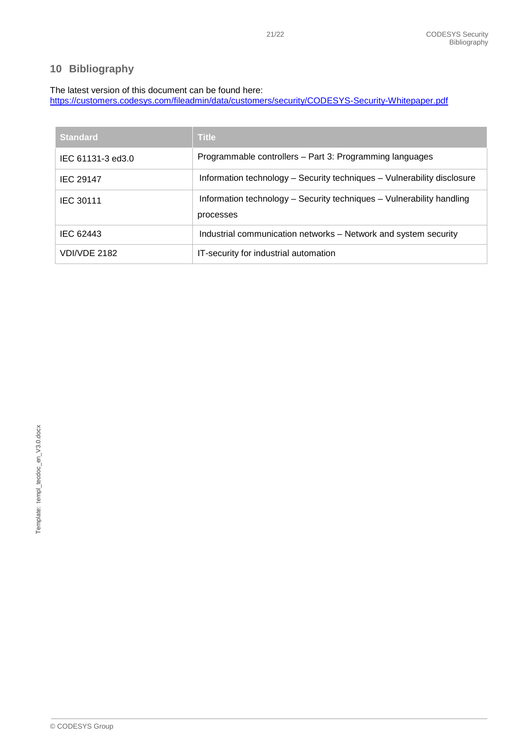## 10 Bibliography

The latest version of this document can be found here:
https://customers.codesys.com/fileadmin/data/customers/security/CODESYS-Security-Whitepaper.pdf

| Standard | Title |
|---|---|
| IEC 61131-3 ed3.0 | Programmable controllers – Part 3: Programming languages |
| IEC 29147 | Information technology – Security techniques – Vulnerability disclosure |
| IEC 30111 | Information technology – Security techniques – Vulnerability handling processes |
| IEC 62443 | Industrial communication networks – Network and system security |
| VDI/VDE 2182 | IT-security for industrial automation |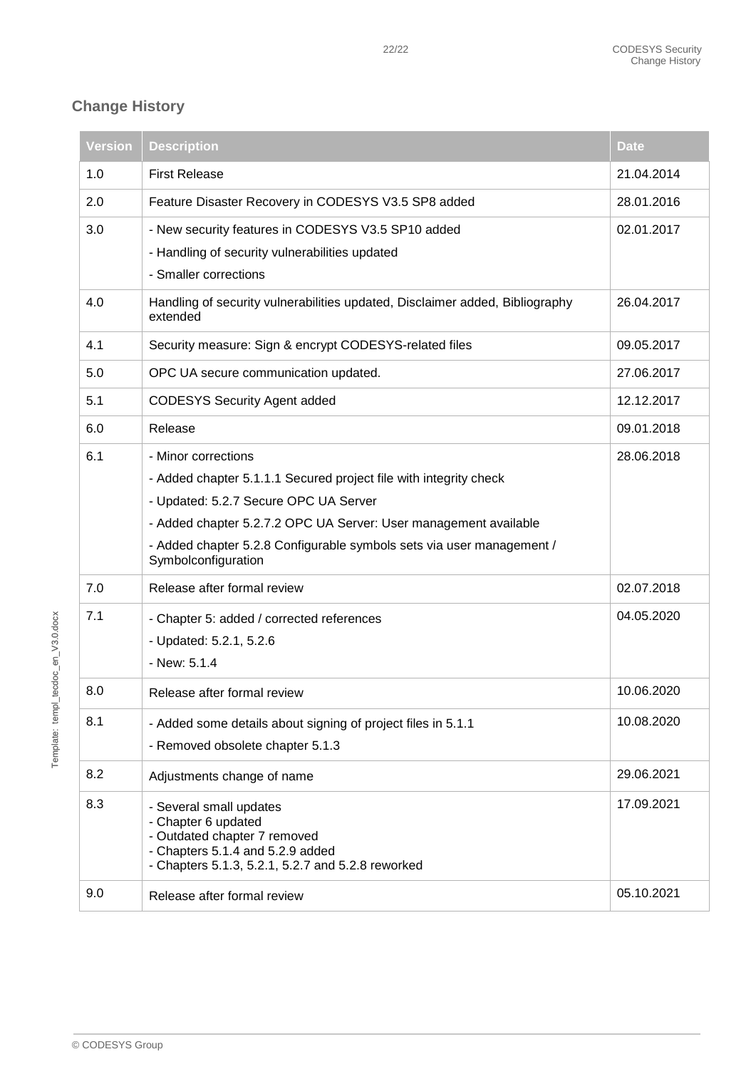## Change History

| Version | Description | Date |
|---|---|---|
| 1.0 | First Release | 21.04.2014 |
| 2.0 | Feature Disaster Recovery in CODESYS V3.5 SP8 added | 28.01.2016 |
| 3.0 | - New security features in CODESYS V3.5 SP10 added<br>- Handling of security vulnerabilities updated<br>- Smaller corrections | 02.01.2017 |
| 4.0 | Handling of security vulnerabilities updated, Disclaimer added, Bibliography extended | 26.04.2017 |
| 4.1 | Security measure: Sign & encrypt CODESYS-related files | 09.05.2017 |
| 5.0 | OPC UA secure communication updated. | 27.06.2017 |
| 5.1 | CODESYS Security Agent added | 12.12.2017 |
| 6.0 | Release | 09.01.2018 |
| 6.1 | - Minor corrections<br>- Added chapter 5.1.1.1 Secured project file with integrity check<br>- Updated: 5.2.7 Secure OPC UA Server<br>- Added chapter 5.2.7.2 OPC UA Server: User management available<br>- Added chapter 5.2.8 Configurable symbols sets via user management / Symbolconfiguration | 28.06.2018 |
| 7.0 | Release after formal review | 02.07.2018 |
| 7.1 | - Chapter 5: added / corrected references<br>- Updated: 5.2.1, 5.2.6<br>- New: 5.1.4 | 04.05.2020 |
| 8.0 | Release after formal review | 10.06.2020 |
| 8.1 | - Added some details about signing of project files in 5.1.1<br>- Removed obsolete chapter 5.1.3 | 10.08.2020 |
| 8.2 | Adjustments change of name | 29.06.2021 |
| 8.3 | - Several small updates<br>- Chapter 6 updated<br>- Outdated chapter 7 removed<br>- Chapters 5.1.4 and 5.2.9 added<br>- Chapters 5.1.3, 5.2.1, 5.2.7 and 5.2.8 reworked | 17.09.2021 |
| 9.0 | Release after formal review | 05.10.2021 |